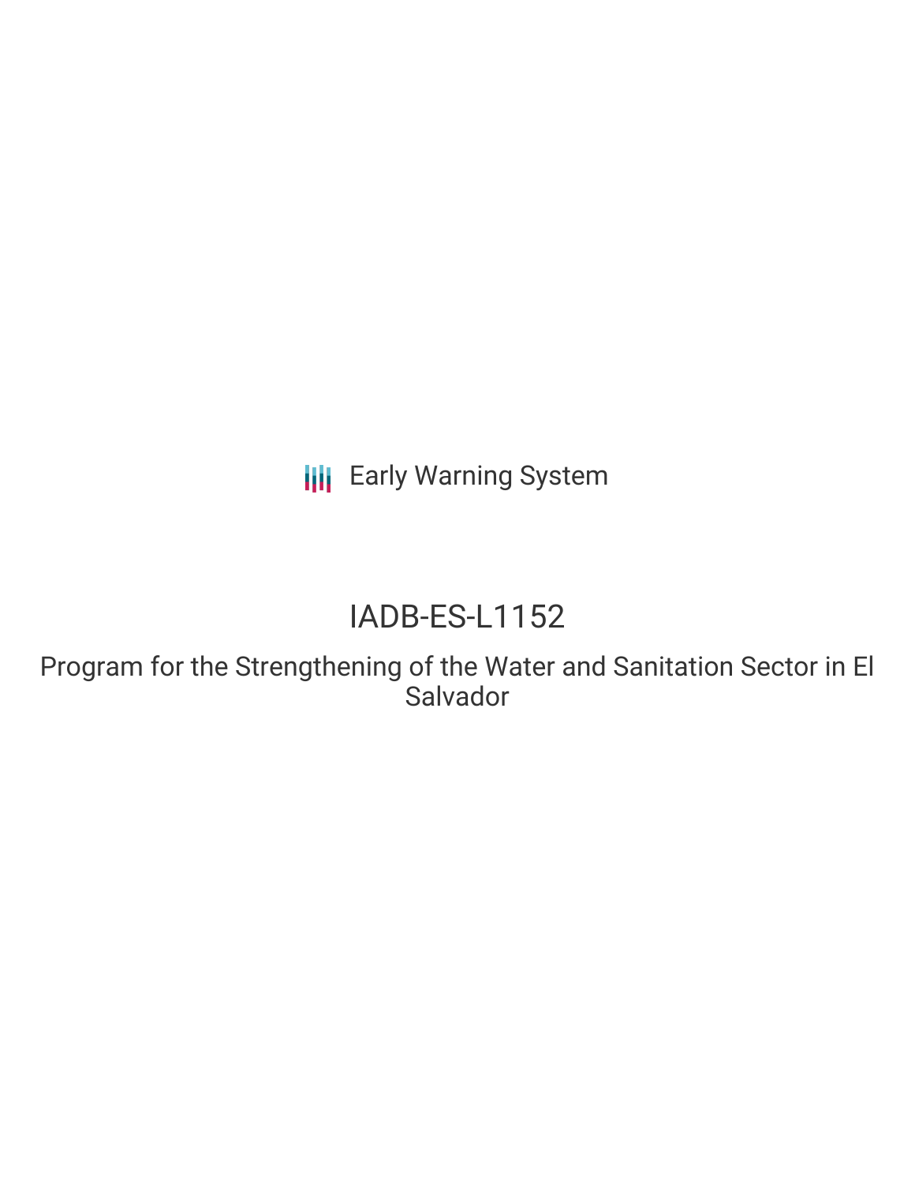Early Warning System

# IADB-ES-L1152

## Program for the Strengthening of the Water and Sanitation Sector in El Salvador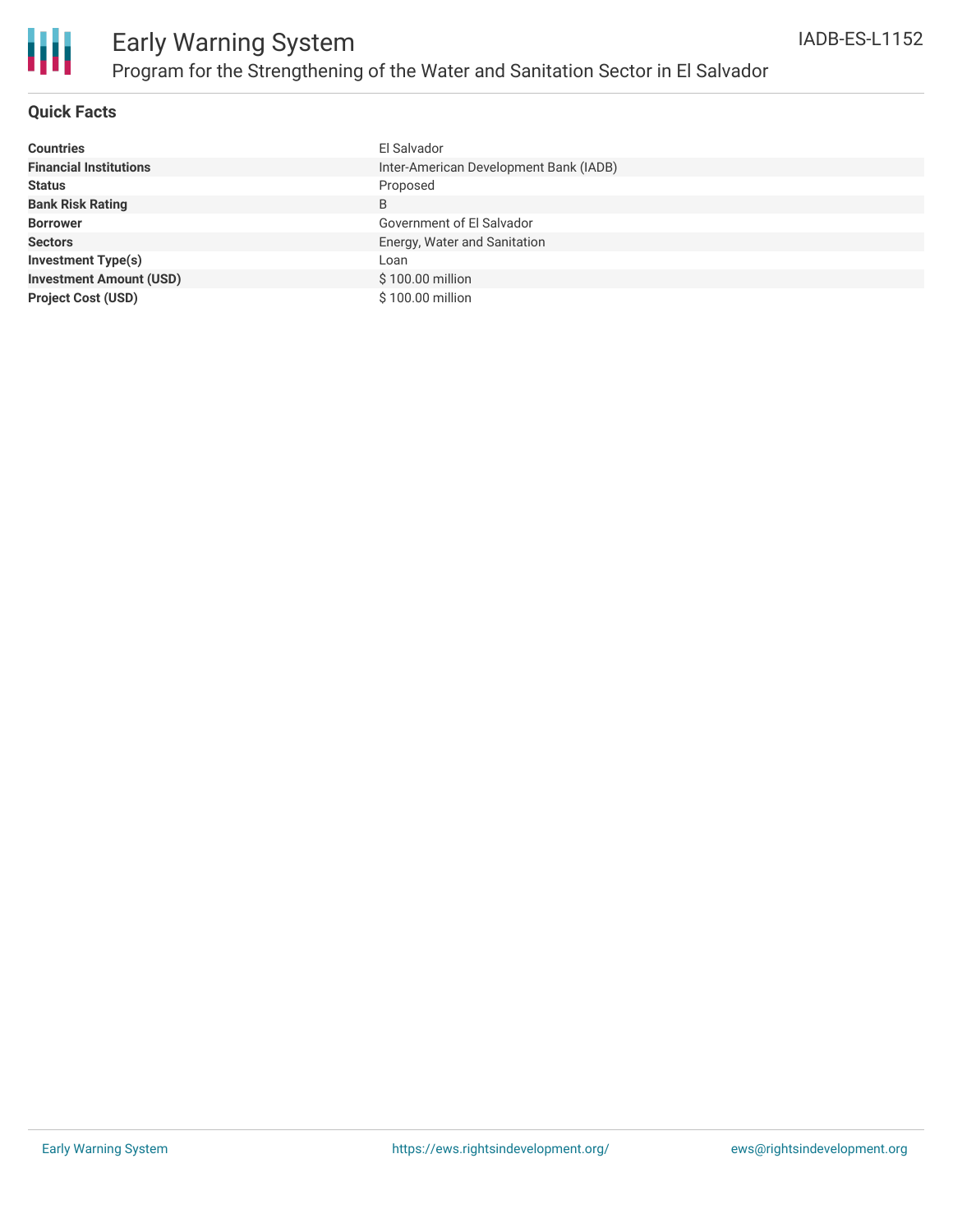# Early Warning System

## Program for the Strengthening of the Water and Sanitation Sector in El Salvador

IADB-ES-L1152

### Quick Facts

| | |
|---|---|
| **Countries** | El Salvador |
| **Financial Institutions** | Inter-American Development Bank (IADB) |
| **Status** | Proposed |
| **Bank Risk Rating** | B |
| **Borrower** | Government of El Salvador |
| **Sectors** | Energy, Water and Sanitation |
| **Investment Type(s)** | Loan |
| **Investment Amount (USD)** | $ 100.00 million |
| **Project Cost (USD)** | $ 100.00 million |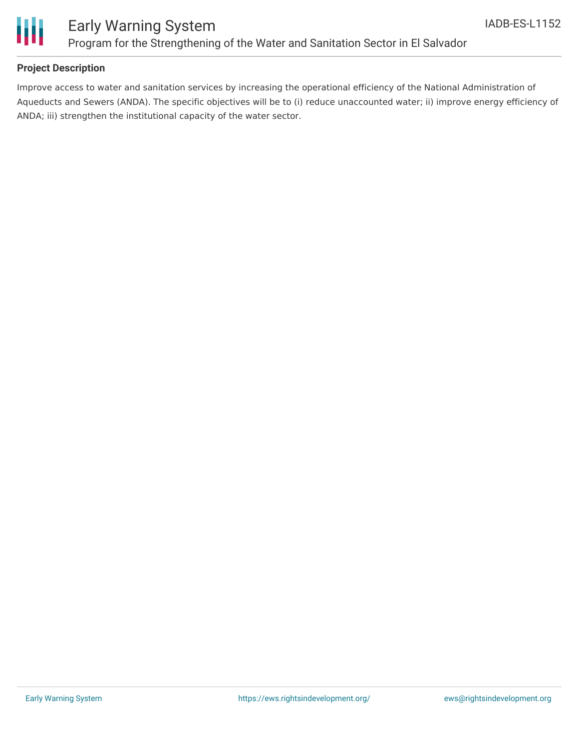### Project Description

Improve access to water and sanitation services by increasing the operational efficiency of the National Administration of Aqueducts and Sewers (ANDA). The specific objectives will be to (i) reduce unaccounted water; ii) improve energy efficiency of ANDA; iii) strengthen the institutional capacity of the water sector.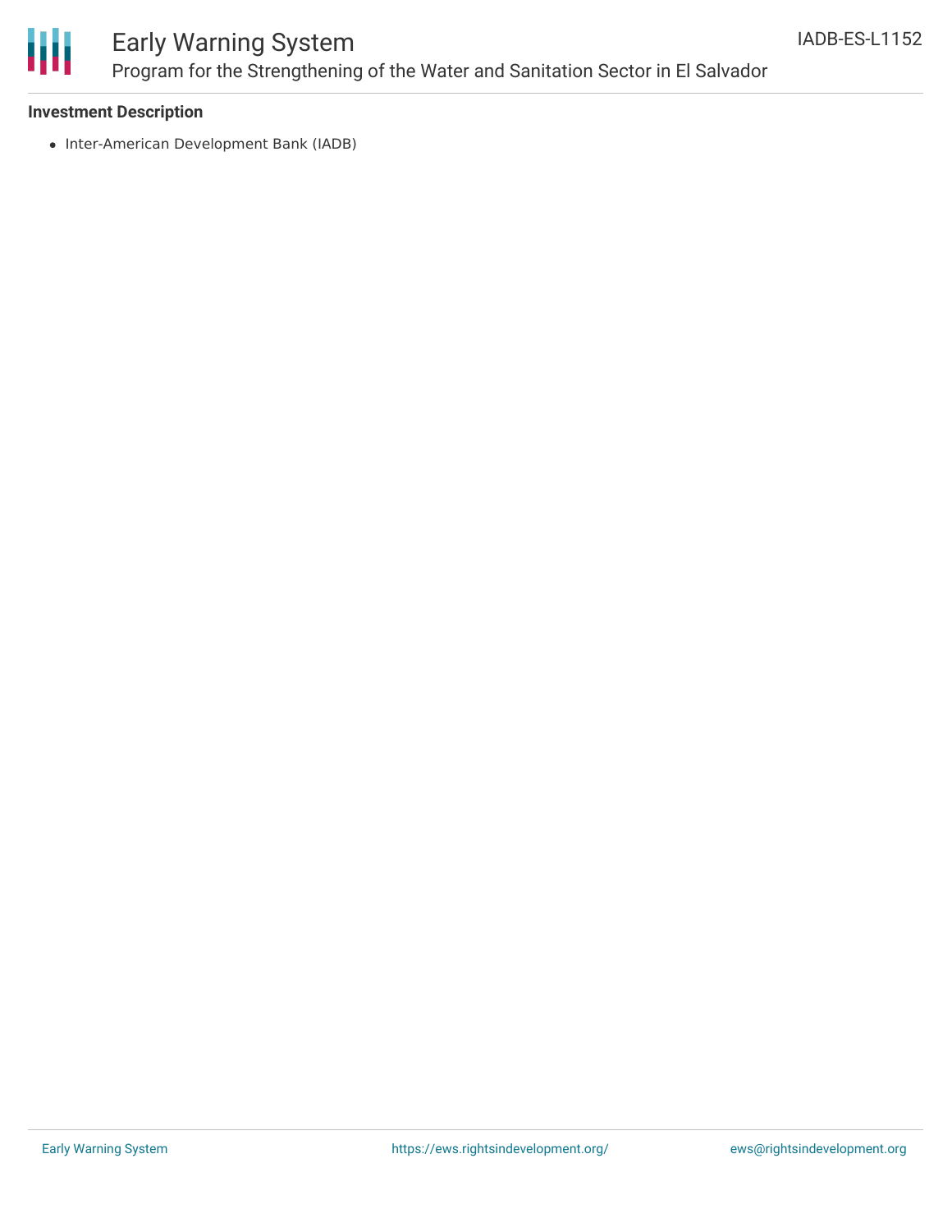### Investment Description

- Inter-American Development Bank (IADB)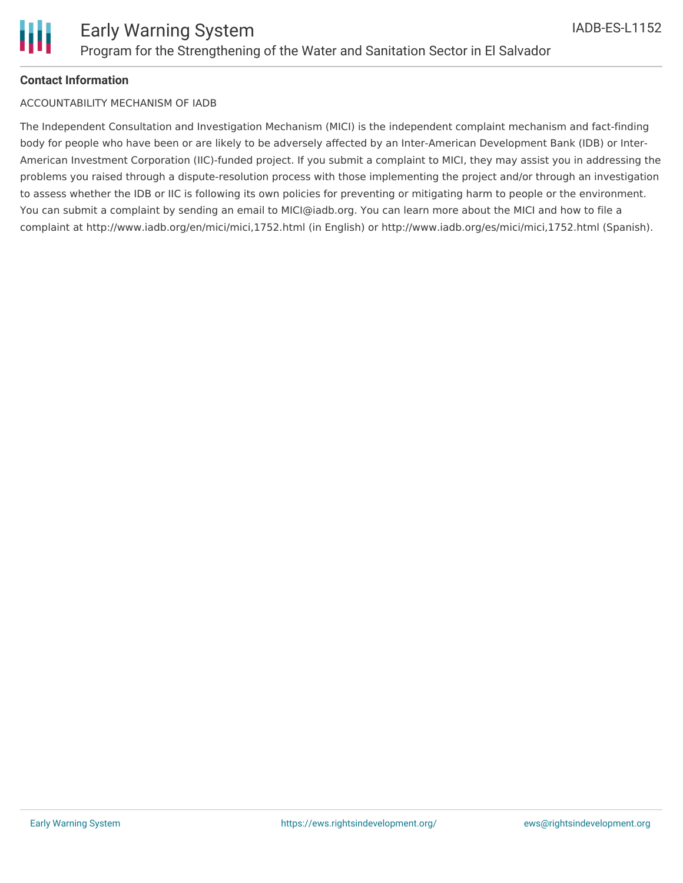**Contact Information**

ACCOUNTABILITY MECHANISM OF IADB

The Independent Consultation and Investigation Mechanism (MICI) is the independent complaint mechanism and fact-finding body for people who have been or are likely to be adversely affected by an Inter-American Development Bank (IDB) or Inter-American Investment Corporation (IIC)-funded project. If you submit a complaint to MICI, they may assist you in addressing the problems you raised through a dispute-resolution process with those implementing the project and/or through an investigation to assess whether the IDB or IIC is following its own policies for preventing or mitigating harm to people or the environment. You can submit a complaint by sending an email to MICI@iadb.org. You can learn more about the MICI and how to file a complaint at http://www.iadb.org/en/mici/mici,1752.html (in English) or http://www.iadb.org/es/mici/mici,1752.html (Spanish).